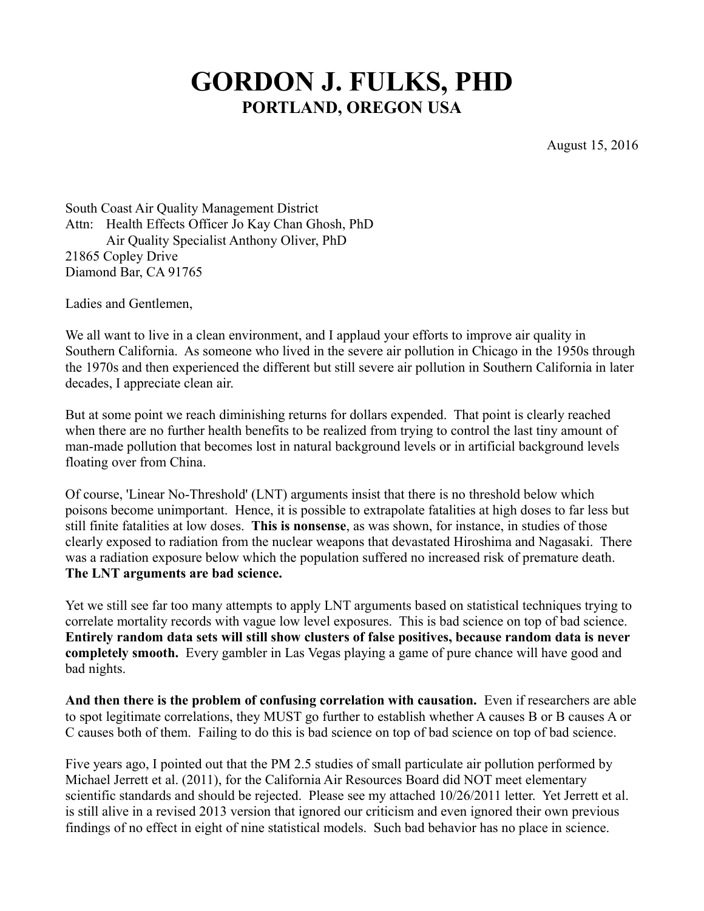# GORDON J. FULKS, PHD

## PORTLAND, OREGON USA

August 15, 2016

South Coast Air Quality Management District
Attn: Health Effects Officer Jo Kay Chan Ghosh, PhD
Air Quality Specialist Anthony Oliver, PhD
21865 Copley Drive
Diamond Bar, CA 91765

Ladies and Gentlemen,

We all want to live in a clean environment, and I applaud your efforts to improve air quality in Southern California. As someone who lived in the severe air pollution in Chicago in the 1950s through the 1970s and then experienced the different but still severe air pollution in Southern California in later decades, I appreciate clean air.

But at some point we reach diminishing returns for dollars expended. That point is clearly reached when there are no further health benefits to be realized from trying to control the last tiny amount of man-made pollution that becomes lost in natural background levels or in artificial background levels floating over from China.

Of course, 'Linear No-Threshold' (LNT) arguments insist that there is no threshold below which poisons become unimportant. Hence, it is possible to extrapolate fatalities at high doses to far less but still finite fatalities at low doses. **This is nonsense**, as was shown, for instance, in studies of those clearly exposed to radiation from the nuclear weapons that devastated Hiroshima and Nagasaki. There was a radiation exposure below which the population suffered no increased risk of premature death. **The LNT arguments are bad science.**

Yet we still see far too many attempts to apply LNT arguments based on statistical techniques trying to correlate mortality records with vague low level exposures. This is bad science on top of bad science. **Entirely random data sets will still show clusters of false positives, because random data is never completely smooth.** Every gambler in Las Vegas playing a game of pure chance will have good and bad nights.

**And then there is the problem of confusing correlation with causation.** Even if researchers are able to spot legitimate correlations, they MUST go further to establish whether A causes B or B causes A or C causes both of them. Failing to do this is bad science on top of bad science on top of bad science.

Five years ago, I pointed out that the PM 2.5 studies of small particulate air pollution performed by Michael Jerrett et al. (2011), for the California Air Resources Board did NOT meet elementary scientific standards and should be rejected. Please see my attached 10/26/2011 letter. Yet Jerrett et al. is still alive in a revised 2013 version that ignored our criticism and even ignored their own previous findings of no effect in eight of nine statistical models. Such bad behavior has no place in science.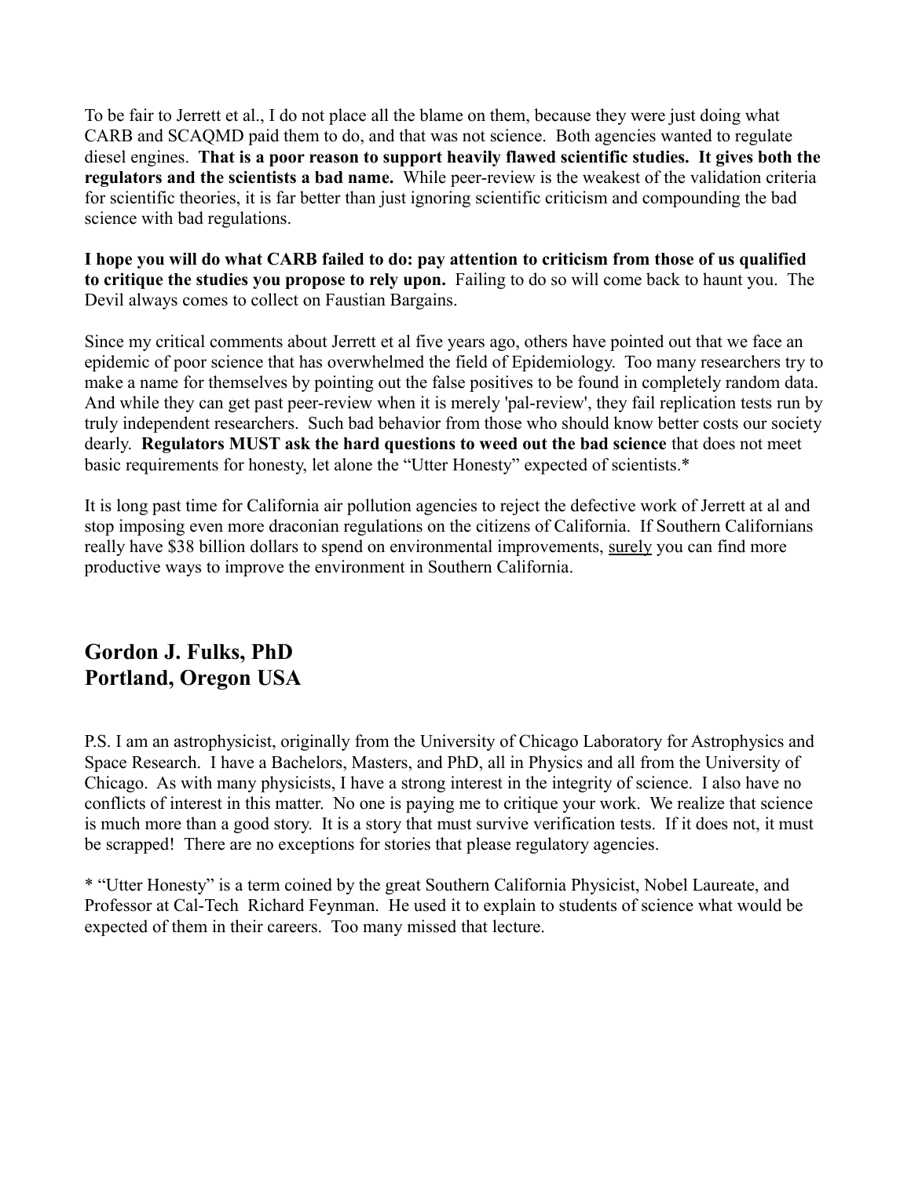To be fair to Jerrett et al., I do not place all the blame on them, because they were just doing what CARB and SCAQMD paid them to do, and that was not science. Both agencies wanted to regulate diesel engines. **That is a poor reason to support heavily flawed scientific studies. It gives both the regulators and the scientists a bad name.** While peer-review is the weakest of the validation criteria for scientific theories, it is far better than just ignoring scientific criticism and compounding the bad science with bad regulations.

**I hope you will do what CARB failed to do: pay attention to criticism from those of us qualified to critique the studies you propose to rely upon.** Failing to do so will come back to haunt you. The Devil always comes to collect on Faustian Bargains.

Since my critical comments about Jerrett et al five years ago, others have pointed out that we face an epidemic of poor science that has overwhelmed the field of Epidemiology. Too many researchers try to make a name for themselves by pointing out the false positives to be found in completely random data. And while they can get past peer-review when it is merely 'pal-review', they fail replication tests run by truly independent researchers. Such bad behavior from those who should know better costs our society dearly. **Regulators MUST ask the hard questions to weed out the bad science** that does not meet basic requirements for honesty, let alone the "Utter Honesty" expected of scientists.*

It is long past time for California air pollution agencies to reject the defective work of Jerrett at al and stop imposing even more draconian regulations on the citizens of California. If Southern Californians really have $38 billion dollars to spend on environmental improvements, <u>surely</u> you can find more productive ways to improve the environment in Southern California.

## Gordon J. Fulks, PhD
## Portland, Oregon USA

P.S. I am an astrophysicist, originally from the University of Chicago Laboratory for Astrophysics and Space Research. I have a Bachelors, Masters, and PhD, all in Physics and all from the University of Chicago. As with many physicists, I have a strong interest in the integrity of science. I also have no conflicts of interest in this matter. No one is paying me to critique your work. We realize that science is much more than a good story. It is a story that must survive verification tests. If it does not, it must be scrapped! There are no exceptions for stories that please regulatory agencies.

* "Utter Honesty" is a term coined by the great Southern California Physicist, Nobel Laureate, and Professor at Cal-Tech Richard Feynman. He used it to explain to students of science what would be expected of them in their careers. Too many missed that lecture.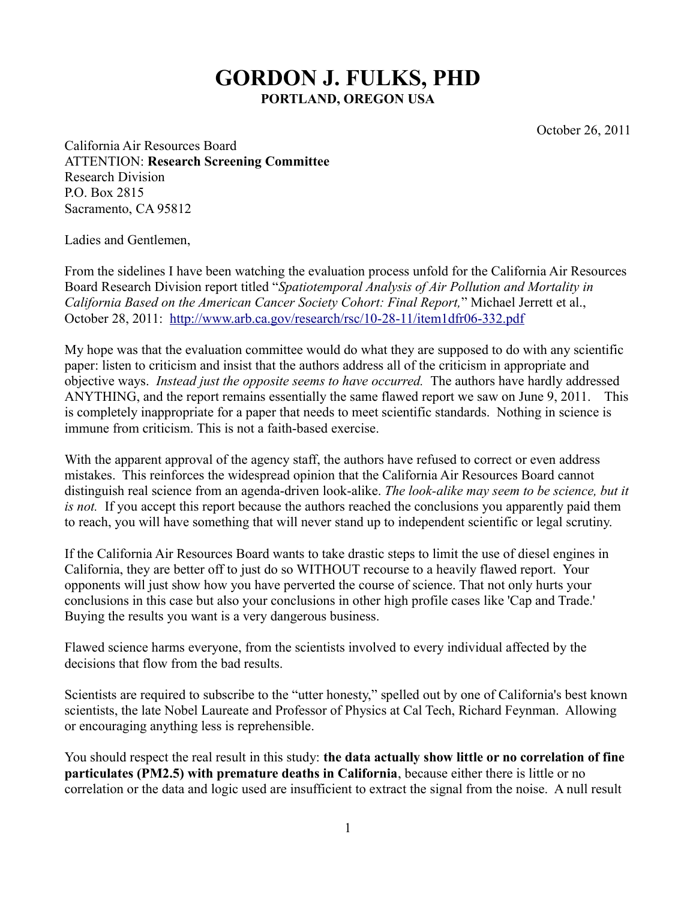# GORDON J. FULKS, PHD

**PORTLAND, OREGON USA**

October 26, 2011

California Air Resources Board
ATTENTION: **Research Screening Committee**
Research Division
P.O. Box 2815
Sacramento, CA 95812

Ladies and Gentlemen,

From the sidelines I have been watching the evaluation process unfold for the California Air Resources Board Research Division report titled "*Spatiotemporal Analysis of Air Pollution and Mortality in California Based on the American Cancer Society Cohort: Final Report,*" Michael Jerrett et al., October 28, 2011: http://www.arb.ca.gov/research/rsc/10-28-11/item1dfr06-332.pdf

My hope was that the evaluation committee would do what they are supposed to do with any scientific paper: listen to criticism and insist that the authors address all of the criticism in appropriate and objective ways. *Instead just the opposite seems to have occurred.* The authors have hardly addressed ANYTHING, and the report remains essentially the same flawed report we saw on June 9, 2011. This is completely inappropriate for a paper that needs to meet scientific standards. Nothing in science is immune from criticism. This is not a faith-based exercise.

With the apparent approval of the agency staff, the authors have refused to correct or even address mistakes. This reinforces the widespread opinion that the California Air Resources Board cannot distinguish real science from an agenda-driven look-alike. *The look-alike may seem to be science, but it is not.* If you accept this report because the authors reached the conclusions you apparently paid them to reach, you will have something that will never stand up to independent scientific or legal scrutiny.

If the California Air Resources Board wants to take drastic steps to limit the use of diesel engines in California, they are better off to just do so WITHOUT recourse to a heavily flawed report. Your opponents will just show how you have perverted the course of science. That not only hurts your conclusions in this case but also your conclusions in other high profile cases like 'Cap and Trade.' Buying the results you want is a very dangerous business.

Flawed science harms everyone, from the scientists involved to every individual affected by the decisions that flow from the bad results.

Scientists are required to subscribe to the "utter honesty," spelled out by one of California's best known scientists, the late Nobel Laureate and Professor of Physics at Cal Tech, Richard Feynman. Allowing or encouraging anything less is reprehensible.

You should respect the real result in this study: **the data actually show little or no correlation of fine particulates (PM2.5) with premature deaths in California**, because either there is little or no correlation or the data and logic used are insufficient to extract the signal from the noise. A null result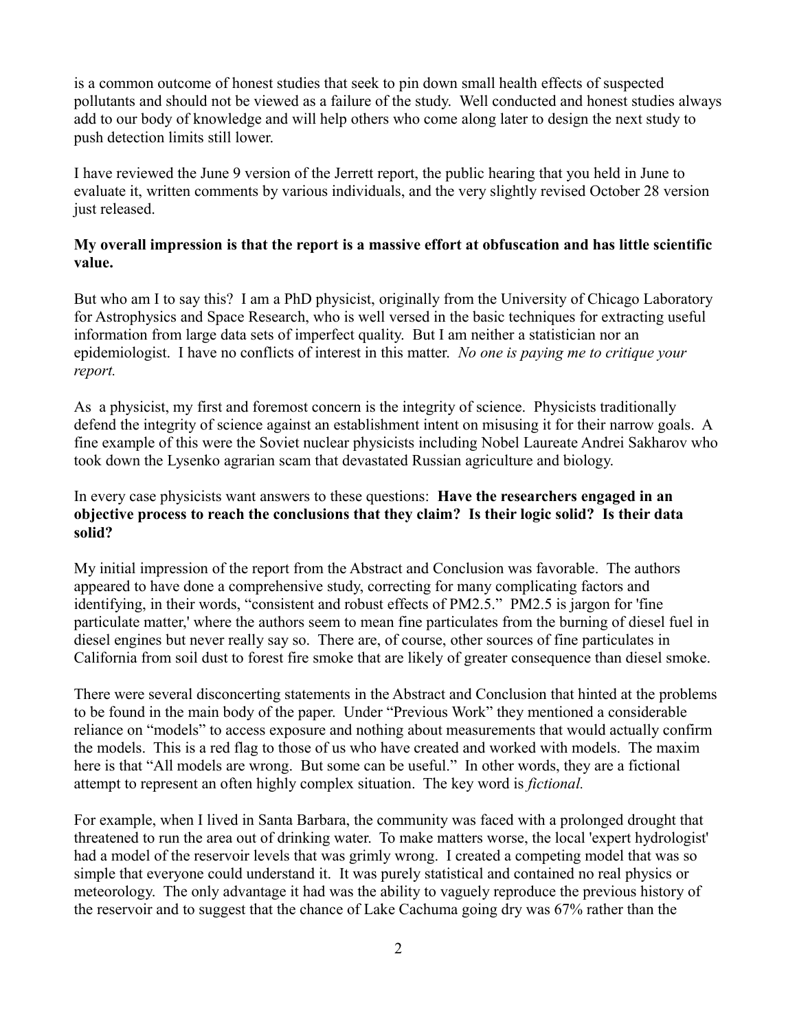is a common outcome of honest studies that seek to pin down small health effects of suspected pollutants and should not be viewed as a failure of the study. Well conducted and honest studies always add to our body of knowledge and will help others who come along later to design the next study to push detection limits still lower.

I have reviewed the June 9 version of the Jerrett report, the public hearing that you held in June to evaluate it, written comments by various individuals, and the very slightly revised October 28 version just released.

**My overall impression is that the report is a massive effort at obfuscation and has little scientific value.**

But who am I to say this? I am a PhD physicist, originally from the University of Chicago Laboratory for Astrophysics and Space Research, who is well versed in the basic techniques for extracting useful information from large data sets of imperfect quality. But I am neither a statistician nor an epidemiologist. I have no conflicts of interest in this matter. *No one is paying me to critique your report.*

As a physicist, my first and foremost concern is the integrity of science. Physicists traditionally defend the integrity of science against an establishment intent on misusing it for their narrow goals. A fine example of this were the Soviet nuclear physicists including Nobel Laureate Andrei Sakharov who took down the Lysenko agrarian scam that devastated Russian agriculture and biology.

In every case physicists want answers to these questions: **Have the researchers engaged in an objective process to reach the conclusions that they claim? Is their logic solid? Is their data solid?**

My initial impression of the report from the Abstract and Conclusion was favorable. The authors appeared to have done a comprehensive study, correcting for many complicating factors and identifying, in their words, "consistent and robust effects of PM2.5." PM2.5 is jargon for 'fine particulate matter,' where the authors seem to mean fine particulates from the burning of diesel fuel in diesel engines but never really say so. There are, of course, other sources of fine particulates in California from soil dust to forest fire smoke that are likely of greater consequence than diesel smoke.

There were several disconcerting statements in the Abstract and Conclusion that hinted at the problems to be found in the main body of the paper. Under "Previous Work" they mentioned a considerable reliance on "models" to access exposure and nothing about measurements that would actually confirm the models. This is a red flag to those of us who have created and worked with models. The maxim here is that "All models are wrong. But some can be useful." In other words, they are a fictional attempt to represent an often highly complex situation. The key word is *fictional.*

For example, when I lived in Santa Barbara, the community was faced with a prolonged drought that threatened to run the area out of drinking water. To make matters worse, the local 'expert hydrologist' had a model of the reservoir levels that was grimly wrong. I created a competing model that was so simple that everyone could understand it. It was purely statistical and contained no real physics or meteorology. The only advantage it had was the ability to vaguely reproduce the previous history of the reservoir and to suggest that the chance of Lake Cachuma going dry was 67% rather than the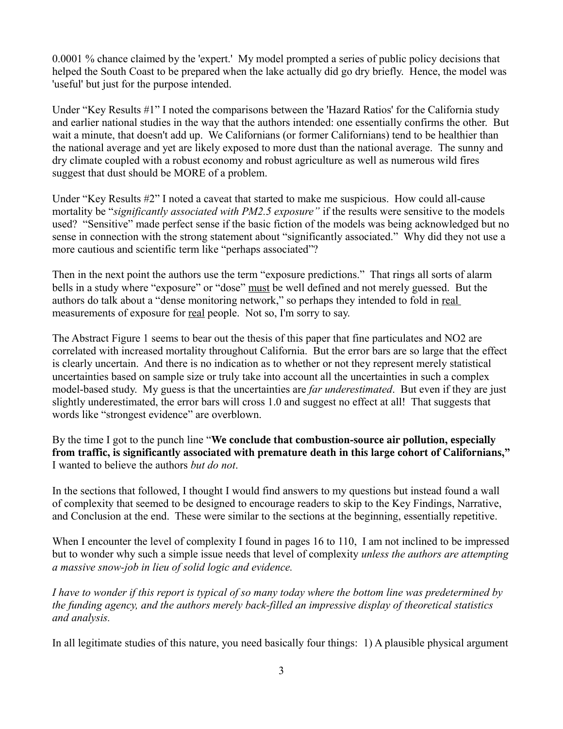0.0001 % chance claimed by the 'expert.' My model prompted a series of public policy decisions that helped the South Coast to be prepared when the lake actually did go dry briefly. Hence, the model was 'useful' but just for the purpose intended.

Under "Key Results #1" I noted the comparisons between the 'Hazard Ratios' for the California study and earlier national studies in the way that the authors intended: one essentially confirms the other. But wait a minute, that doesn't add up. We Californians (or former Californians) tend to be healthier than the national average and yet are likely exposed to more dust than the national average. The sunny and dry climate coupled with a robust economy and robust agriculture as well as numerous wild fires suggest that dust should be MORE of a problem.

Under "Key Results #2" I noted a caveat that started to make me suspicious. How could all-cause mortality be "*significantly associated with PM2.5 exposure"* if the results were sensitive to the models used? "Sensitive" made perfect sense if the basic fiction of the models was being acknowledged but no sense in connection with the strong statement about "significantly associated." Why did they not use a more cautious and scientific term like "perhaps associated"?

Then in the next point the authors use the term "exposure predictions." That rings all sorts of alarm bells in a study where "exposure" or "dose" <u>must</u> be well defined and not merely guessed. But the authors do talk about a "dense monitoring network," so perhaps they intended to fold in <u>real</u> measurements of exposure for <u>real</u> people. Not so, I'm sorry to say.

The Abstract Figure 1 seems to bear out the thesis of this paper that fine particulates and NO2 are correlated with increased mortality throughout California. But the error bars are so large that the effect is clearly uncertain. And there is no indication as to whether or not they represent merely statistical uncertainties based on sample size or truly take into account all the uncertainties in such a complex model-based study. My guess is that the uncertainties are *far underestimated*. But even if they are just slightly underestimated, the error bars will cross 1.0 and suggest no effect at all! That suggests that words like "strongest evidence" are overblown.

By the time I got to the punch line "**We conclude that combustion-source air pollution, especially from traffic, is significantly associated with premature death in this large cohort of Californians,"** I wanted to believe the authors *but do not*.

In the sections that followed, I thought I would find answers to my questions but instead found a wall of complexity that seemed to be designed to encourage readers to skip to the Key Findings, Narrative, and Conclusion at the end. These were similar to the sections at the beginning, essentially repetitive.

When I encounter the level of complexity I found in pages 16 to 110, I am not inclined to be impressed but to wonder why such a simple issue needs that level of complexity *unless the authors are attempting a massive snow-job in lieu of solid logic and evidence.*

*I have to wonder if this report is typical of so many today where the bottom line was predetermined by the funding agency, and the authors merely back-filled an impressive display of theoretical statistics and analysis.*

In all legitimate studies of this nature, you need basically four things: 1) A plausible physical argument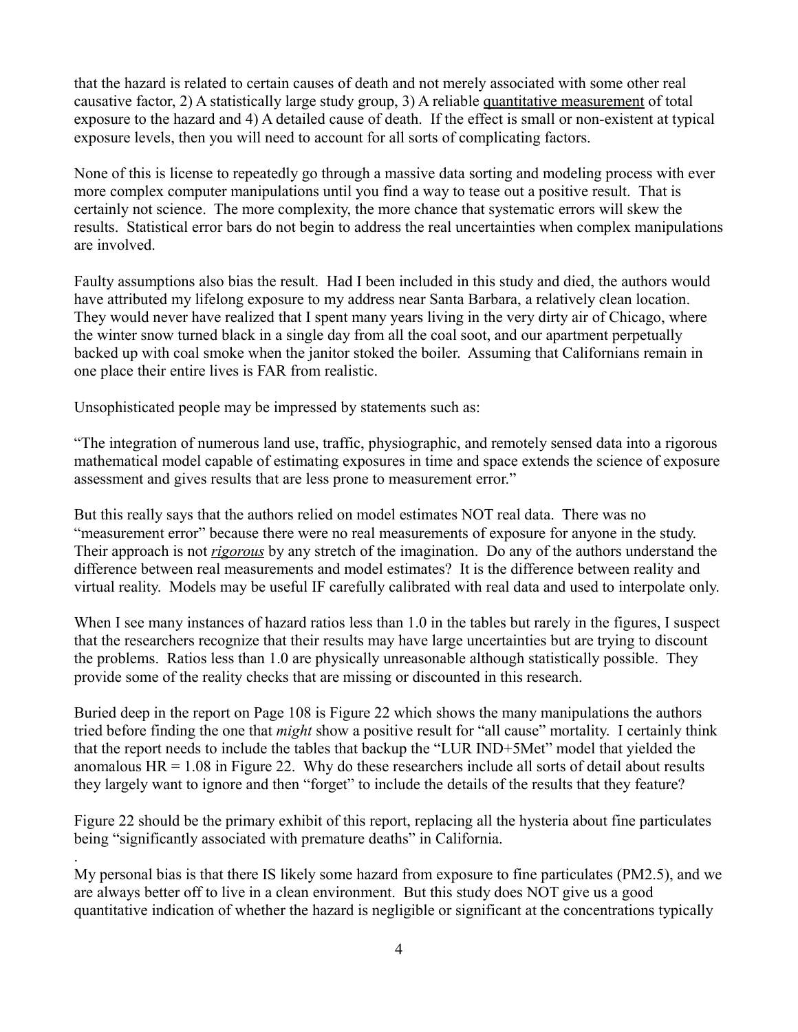that the hazard is related to certain causes of death and not merely associated with some other real causative factor, 2) A statistically large study group, 3) A reliable quantitative measurement of total exposure to the hazard and 4) A detailed cause of death. If the effect is small or non-existent at typical exposure levels, then you will need to account for all sorts of complicating factors.

None of this is license to repeatedly go through a massive data sorting and modeling process with ever more complex computer manipulations until you find a way to tease out a positive result. That is certainly not science. The more complexity, the more chance that systematic errors will skew the results. Statistical error bars do not begin to address the real uncertainties when complex manipulations are involved.

Faulty assumptions also bias the result. Had I been included in this study and died, the authors would have attributed my lifelong exposure to my address near Santa Barbara, a relatively clean location. They would never have realized that I spent many years living in the very dirty air of Chicago, where the winter snow turned black in a single day from all the coal soot, and our apartment perpetually backed up with coal smoke when the janitor stoked the boiler. Assuming that Californians remain in one place their entire lives is FAR from realistic.

Unsophisticated people may be impressed by statements such as:

"The integration of numerous land use, traffic, physiographic, and remotely sensed data into a rigorous mathematical model capable of estimating exposures in time and space extends the science of exposure assessment and gives results that are less prone to measurement error."

But this really says that the authors relied on model estimates NOT real data. There was no "measurement error" because there were no real measurements of exposure for anyone in the study. Their approach is not ***rigorous*** by any stretch of the imagination. Do any of the authors understand the difference between real measurements and model estimates? It is the difference between reality and virtual reality. Models may be useful IF carefully calibrated with real data and used to interpolate only.

When I see many instances of hazard ratios less than 1.0 in the tables but rarely in the figures, I suspect that the researchers recognize that their results may have large uncertainties but are trying to discount the problems. Ratios less than 1.0 are physically unreasonable although statistically possible. They provide some of the reality checks that are missing or discounted in this research.

Buried deep in the report on Page 108 is Figure 22 which shows the many manipulations the authors tried before finding the one that *might* show a positive result for "all cause" mortality. I certainly think that the report needs to include the tables that backup the "LUR IND+5Met" model that yielded the anomalous HR = 1.08 in Figure 22. Why do these researchers include all sorts of detail about results they largely want to ignore and then "forget" to include the details of the results that they feature?

Figure 22 should be the primary exhibit of this report, replacing all the hysteria about fine particulates being "significantly associated with premature deaths" in California.

.

My personal bias is that there IS likely some hazard from exposure to fine particulates (PM2.5), and we are always better off to live in a clean environment. But this study does NOT give us a good quantitative indication of whether the hazard is negligible or significant at the concentrations typically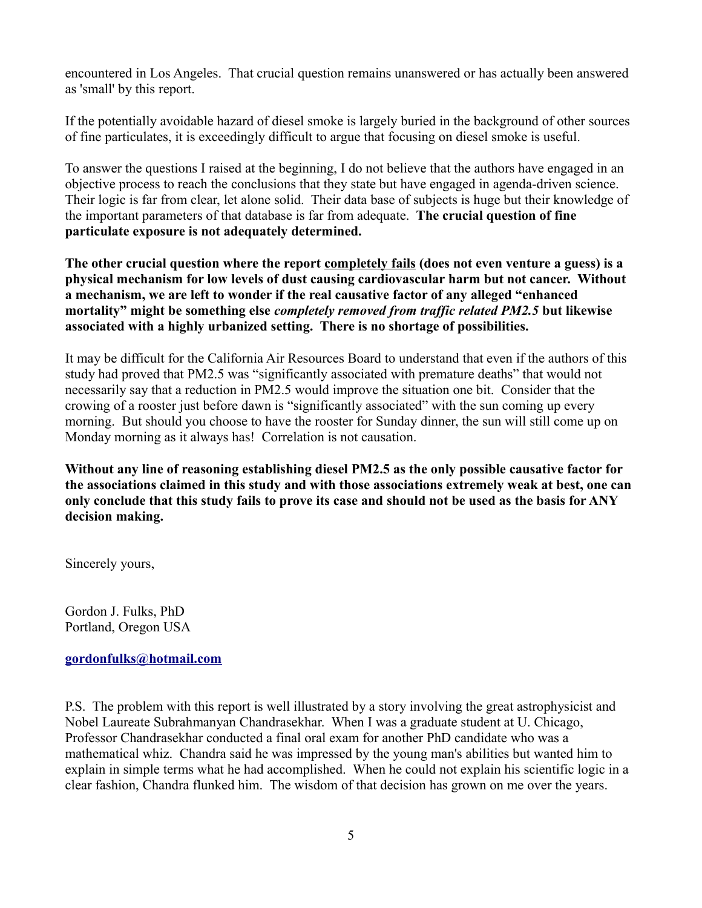encountered in Los Angeles. That crucial question remains unanswered or has actually been answered as 'small' by this report.

If the potentially avoidable hazard of diesel smoke is largely buried in the background of other sources of fine particulates, it is exceedingly difficult to argue that focusing on diesel smoke is useful.

To answer the questions I raised at the beginning, I do not believe that the authors have engaged in an objective process to reach the conclusions that they state but have engaged in agenda-driven science. Their logic is far from clear, let alone solid. Their data base of subjects is huge but their knowledge of the important parameters of that database is far from adequate. **The crucial question of fine particulate exposure is not adequately determined.**

**The other crucial question where the report <u>completely fails</u> (does not even venture a guess) is a physical mechanism for low levels of dust causing cardiovascular harm but not cancer. Without a mechanism, we are left to wonder if the real causative factor of any alleged "enhanced mortality" might be something else *completely removed from traffic related PM2.5* but likewise associated with a highly urbanized setting. There is no shortage of possibilities.**

It may be difficult for the California Air Resources Board to understand that even if the authors of this study had proved that PM2.5 was "significantly associated with premature deaths" that would not necessarily say that a reduction in PM2.5 would improve the situation one bit. Consider that the crowing of a rooster just before dawn is "significantly associated" with the sun coming up every morning. But should you choose to have the rooster for Sunday dinner, the sun will still come up on Monday morning as it always has! Correlation is not causation.

**Without any line of reasoning establishing diesel PM2.5 as the only possible causative factor for the associations claimed in this study and with those associations extremely weak at best, one can only conclude that this study fails to prove its case and should not be used as the basis for ANY decision making.**

Sincerely yours,

Gordon J. Fulks, PhD
Portland, Oregon USA

**gordonfulks@hotmail.com**

P.S. The problem with this report is well illustrated by a story involving the great astrophysicist and Nobel Laureate Subrahmanyan Chandrasekhar. When I was a graduate student at U. Chicago, Professor Chandrasekhar conducted a final oral exam for another PhD candidate who was a mathematical whiz. Chandra said he was impressed by the young man's abilities but wanted him to explain in simple terms what he had accomplished. When he could not explain his scientific logic in a clear fashion, Chandra flunked him. The wisdom of that decision has grown on me over the years.